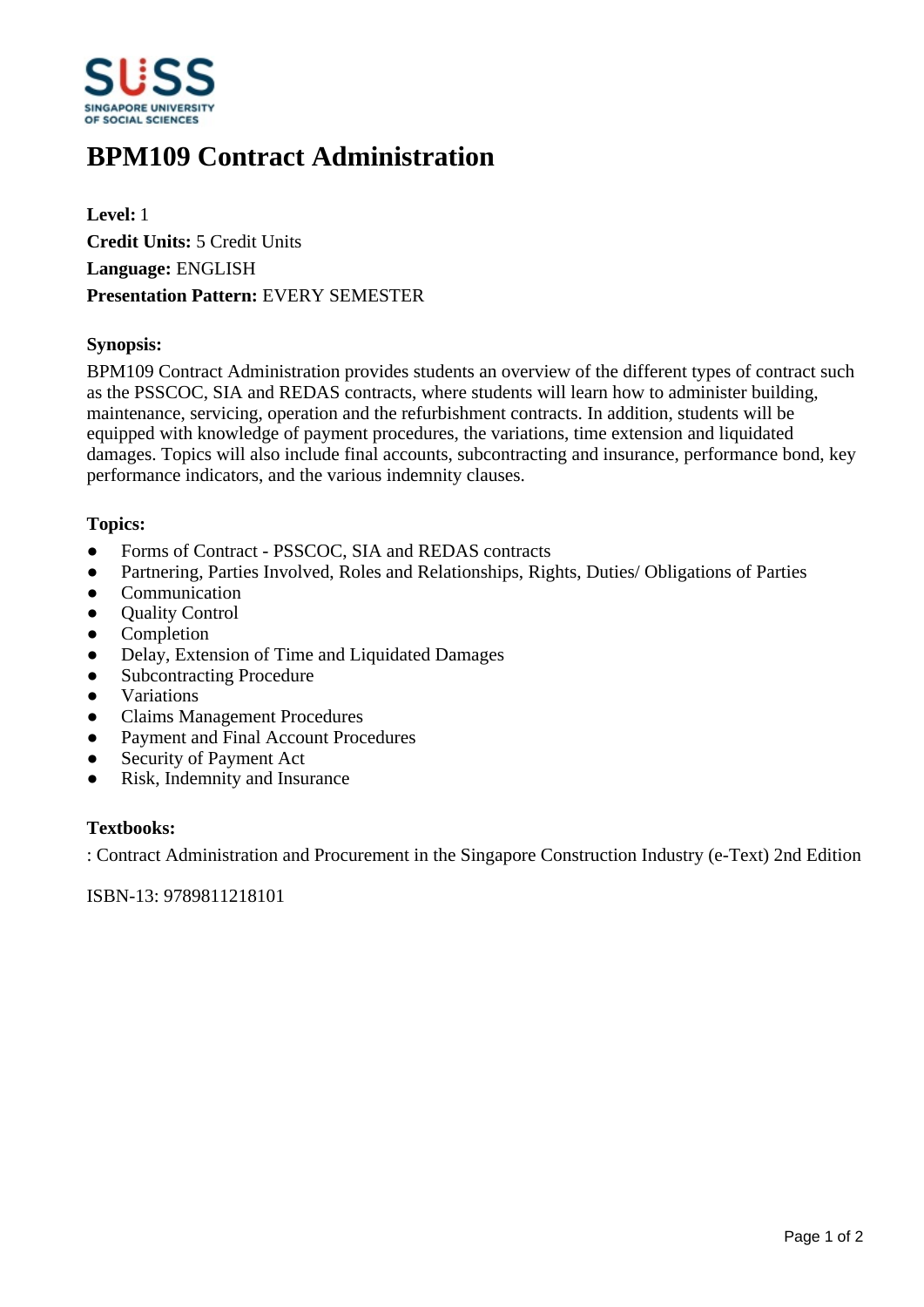# BPM109 Contract Administration

**Level:** 1
**Credit Units:** 5 Credit Units
**Language:** ENGLISH
**Presentation Pattern:** EVERY SEMESTER

### Synopsis:

BPM109 Contract Administration provides students an overview of the different types of contract such as the PSSCOC, SIA and REDAS contracts, where students will learn how to administer building, maintenance, servicing, operation and the refurbishment contracts. In addition, students will be equipped with knowledge of payment procedures, the variations, time extension and liquidated damages. Topics will also include final accounts, subcontracting and insurance, performance bond, key performance indicators, and the various indemnity clauses.

### Topics:

- Forms of Contract - PSSCOC, SIA and REDAS contracts
- Partnering, Parties Involved, Roles and Relationships, Rights, Duties/ Obligations of Parties
- Communication
- Quality Control
- Completion
- Delay, Extension of Time and Liquidated Damages
- Subcontracting Procedure
- Variations
- Claims Management Procedures
- Payment and Final Account Procedures
- Security of Payment Act
- Risk, Indemnity and Insurance

### Textbooks:

: Contract Administration and Procurement in the Singapore Construction Industry (e-Text) 2nd Edition

ISBN-13: 9789811218101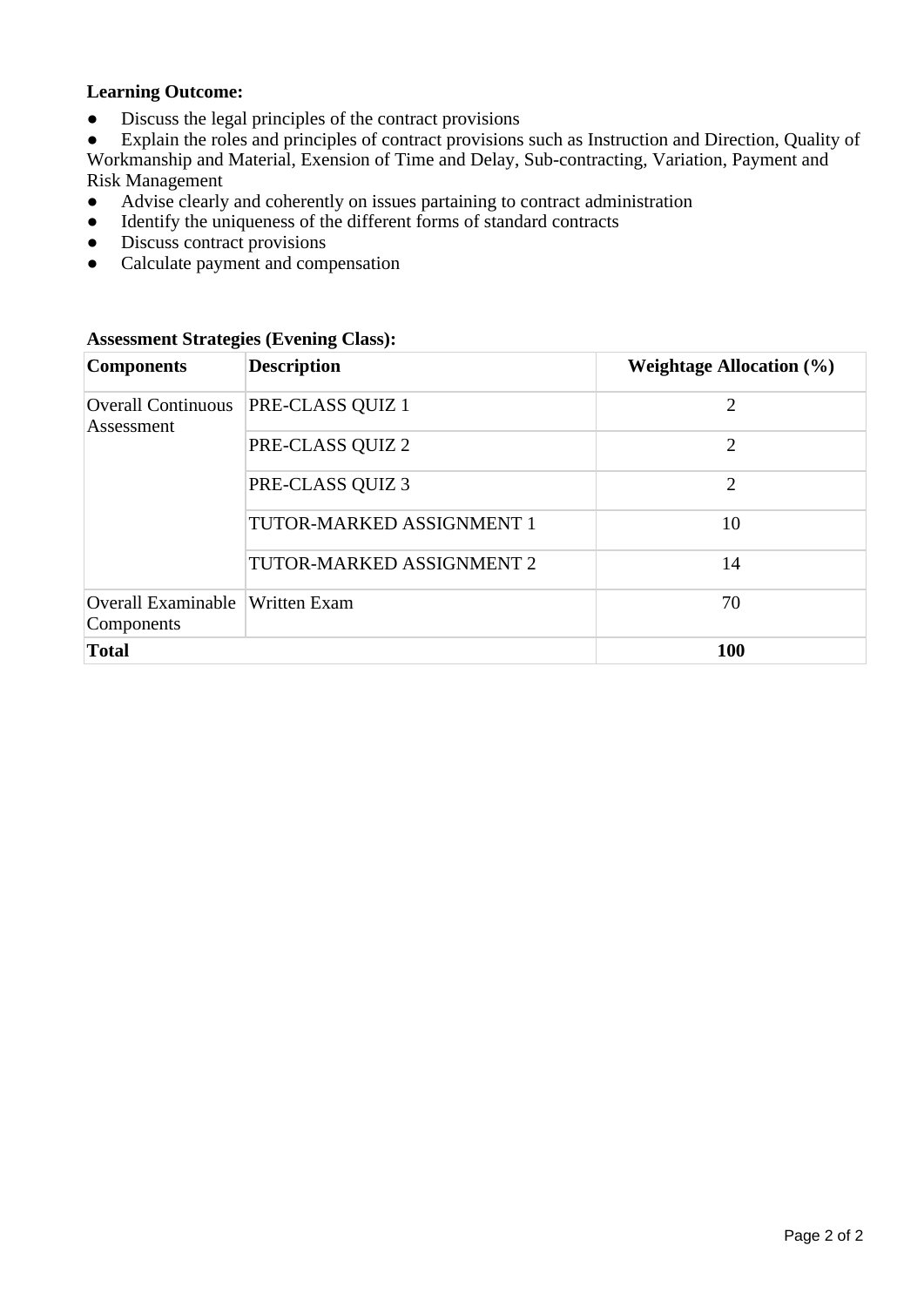**Learning Outcome:**

- Discuss the legal principles of the contract provisions
- Explain the roles and principles of contract provisions such as Instruction and Direction, Quality of Workmanship and Material, Exension of Time and Delay, Sub-contracting, Variation, Payment and Risk Management
- Advise clearly and coherently on issues partaining to contract administration
- Identify the uniqueness of the different forms of standard contracts
- Discuss contract provisions
- Calculate payment and compensation

**Assessment Strategies (Evening Class):**

| **Components** | **Description** | **Weightage Allocation (%)** |
|---|---|---|
| Overall Continuous Assessment | PRE-CLASS QUIZ 1 | 2 |
| | PRE-CLASS QUIZ 2 | 2 |
| | PRE-CLASS QUIZ 3 | 2 |
| | TUTOR-MARKED ASSIGNMENT 1 | 10 |
| | TUTOR-MARKED ASSIGNMENT 2 | 14 |
| Overall Examinable Components | Written Exam | 70 |
| **Total** | | **100** |